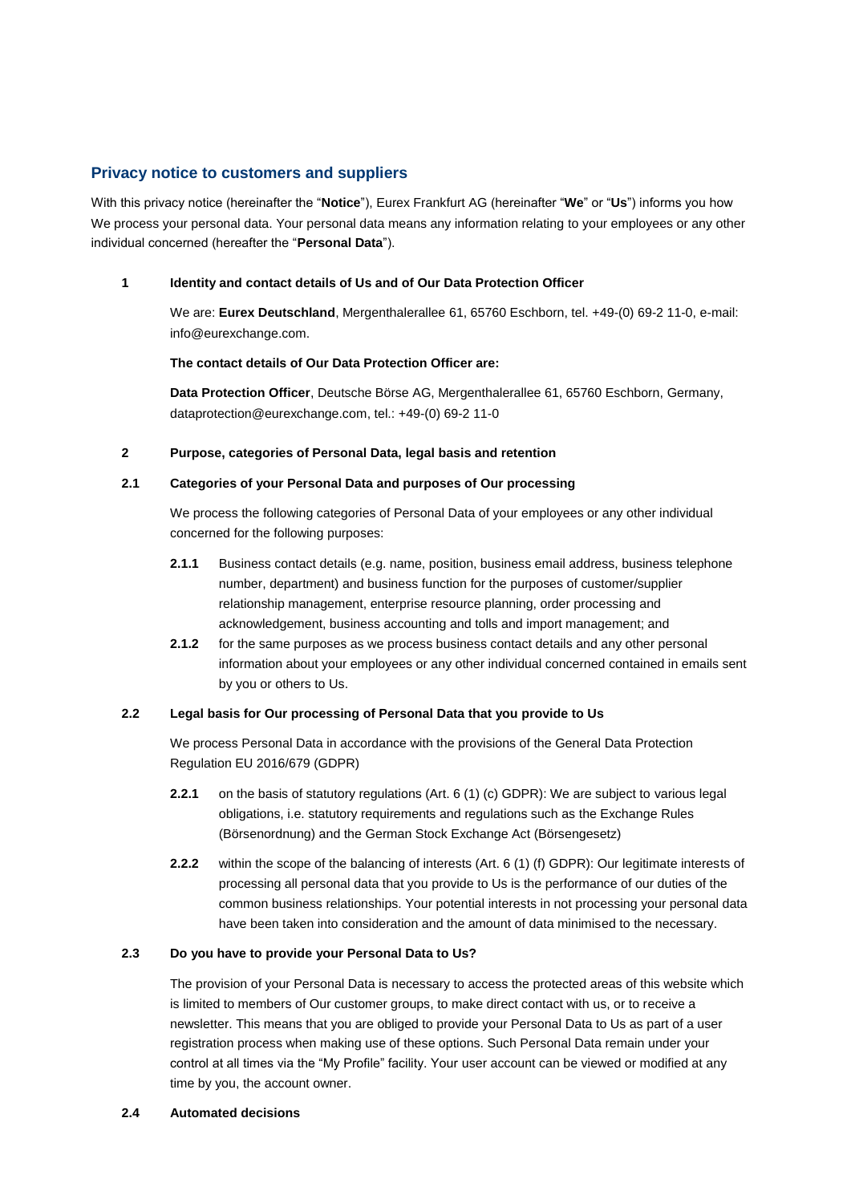## Privacy notice to customers and suppliers

With this privacy notice (hereinafter the "**Notice**"), Eurex Frankfurt AG (hereinafter "**We**" or "**Us**") informs you how We process your personal data. Your personal data means any information relating to your employees or any other individual concerned (hereafter the "**Personal Data**").

### 1 Identity and contact details of Us and of Our Data Protection Officer

We are: **Eurex Deutschland**, Mergenthalerallee 61, 65760 Eschborn, tel. +49-(0) 69-2 11-0, e-mail: info@eurexchange.com.

**The contact details of Our Data Protection Officer are:**

**Data Protection Officer**, Deutsche Börse AG, Mergenthalerallee 61, 65760 Eschborn, Germany, dataprotection@eurexchange.com, tel.: +49-(0) 69-2 11-0

### 2 Purpose, categories of Personal Data, legal basis and retention

#### 2.1 Categories of your Personal Data and purposes of Our processing

We process the following categories of Personal Data of your employees or any other individual concerned for the following purposes:

**2.1.1** Business contact details (e.g. name, position, business email address, business telephone number, department) and business function for the purposes of customer/supplier relationship management, enterprise resource planning, order processing and acknowledgement, business accounting and tolls and import management; and

**2.1.2** for the same purposes as we process business contact details and any other personal information about your employees or any other individual concerned contained in emails sent by you or others to Us.

#### 2.2 Legal basis for Our processing of Personal Data that you provide to Us

We process Personal Data in accordance with the provisions of the General Data Protection Regulation EU 2016/679 (GDPR)

**2.2.1** on the basis of statutory regulations (Art. 6 (1) (c) GDPR): We are subject to various legal obligations, i.e. statutory requirements and regulations such as the Exchange Rules (Börsenordnung) and the German Stock Exchange Act (Börsengesetz)

**2.2.2** within the scope of the balancing of interests (Art. 6 (1) (f) GDPR): Our legitimate interests of processing all personal data that you provide to Us is the performance of our duties of the common business relationships. Your potential interests in not processing your personal data have been taken into consideration and the amount of data minimised to the necessary.

#### 2.3 Do you have to provide your Personal Data to Us?

The provision of your Personal Data is necessary to access the protected areas of this website which is limited to members of Our customer groups, to make direct contact with us, or to receive a newsletter. This means that you are obliged to provide your Personal Data to Us as part of a user registration process when making use of these options. Such Personal Data remain under your control at all times via the "My Profile" facility. Your user account can be viewed or modified at any time by you, the account owner.

#### 2.4 Automated decisions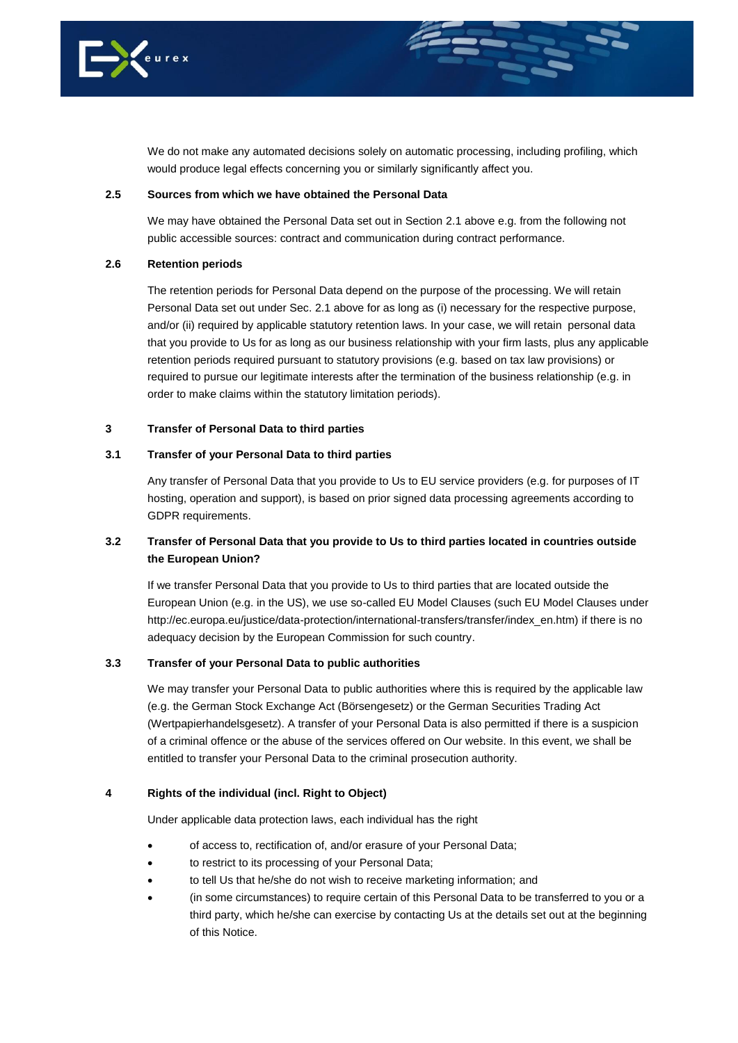We do not make any automated decisions solely on automatic processing, including profiling, which would produce legal effects concerning you or similarly significantly affect you.

### 2.5 Sources from which we have obtained the Personal Data

We may have obtained the Personal Data set out in Section 2.1 above e.g. from the following not public accessible sources: contract and communication during contract performance.

### 2.6 Retention periods

The retention periods for Personal Data depend on the purpose of the processing. We will retain Personal Data set out under Sec. 2.1 above for as long as (i) necessary for the respective purpose, and/or (ii) required by applicable statutory retention laws. In your case, we will retain personal data that you provide to Us for as long as our business relationship with your firm lasts, plus any applicable retention periods required pursuant to statutory provisions (e.g. based on tax law provisions) or required to pursue our legitimate interests after the termination of the business relationship (e.g. in order to make claims within the statutory limitation periods).

## 3 Transfer of Personal Data to third parties

### 3.1 Transfer of your Personal Data to third parties

Any transfer of Personal Data that you provide to Us to EU service providers (e.g. for purposes of IT hosting, operation and support), is based on prior signed data processing agreements according to GDPR requirements.

### 3.2 Transfer of Personal Data that you provide to Us to third parties located in countries outside the European Union?

If we transfer Personal Data that you provide to Us to third parties that are located outside the European Union (e.g. in the US), we use so-called EU Model Clauses (such EU Model Clauses under http://ec.europa.eu/justice/data-protection/international-transfers/transfer/index_en.htm) if there is no adequacy decision by the European Commission for such country.

### 3.3 Transfer of your Personal Data to public authorities

We may transfer your Personal Data to public authorities where this is required by the applicable law (e.g. the German Stock Exchange Act (Börsengesetz) or the German Securities Trading Act (Wertpapierhandelsgesetz). A transfer of your Personal Data is also permitted if there is a suspicion of a criminal offence or the abuse of the services offered on Our website. In this event, we shall be entitled to transfer your Personal Data to the criminal prosecution authority.

## 4 Rights of the individual (incl. Right to Object)

Under applicable data protection laws, each individual has the right

- of access to, rectification of, and/or erasure of your Personal Data;
- to restrict to its processing of your Personal Data;
- to tell Us that he/she do not wish to receive marketing information; and
- (in some circumstances) to require certain of this Personal Data to be transferred to you or a third party, which he/she can exercise by contacting Us at the details set out at the beginning of this Notice.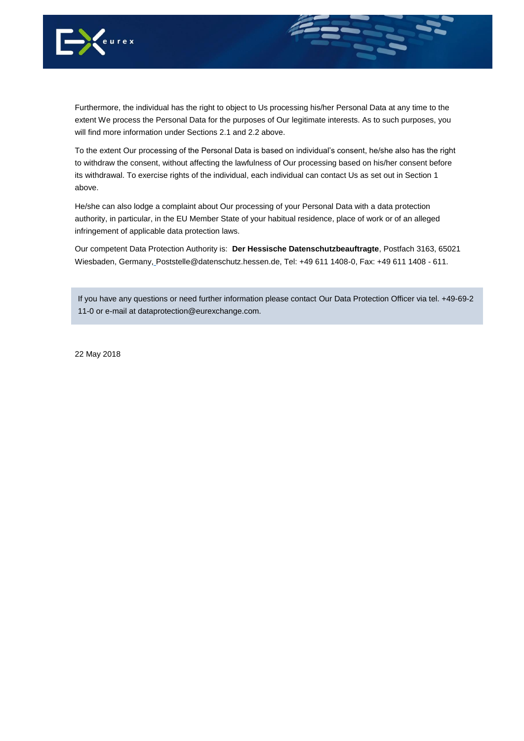Furthermore, the individual has the right to object to Us processing his/her Personal Data at any time to the extent We process the Personal Data for the purposes of Our legitimate interests. As to such purposes, you will find more information under Sections 2.1 and 2.2 above.

To the extent Our processing of the Personal Data is based on individual's consent, he/she also has the right to withdraw the consent, without affecting the lawfulness of Our processing based on his/her consent before its withdrawal. To exercise rights of the individual, each individual can contact Us as set out in Section 1 above.

He/she can also lodge a complaint about Our processing of your Personal Data with a data protection authority, in particular, in the EU Member State of your habitual residence, place of work or of an alleged infringement of applicable data protection laws.

Our competent Data Protection Authority is: **Der Hessische Datenschutzbeauftragte**, Postfach 3163, 65021 Wiesbaden, Germany, Poststelle@datenschutz.hessen.de, Tel: +49 611 1408-0, Fax: +49 611 1408 - 611.

If you have any questions or need further information please contact Our Data Protection Officer via tel. +49-69-2 11-0 or e-mail at dataprotection@eurexchange.com.

22 May 2018